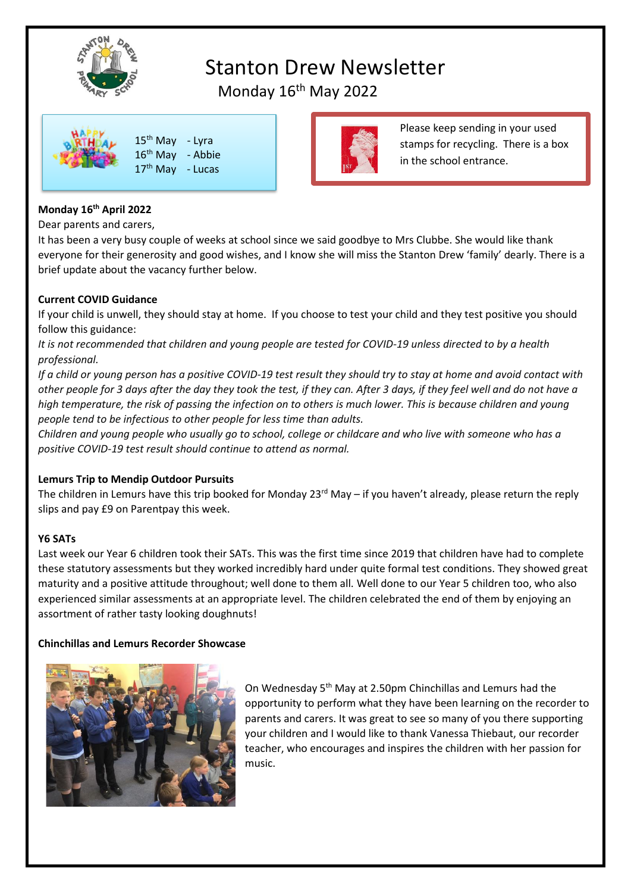# Stanton Drew Newsletter

## Monday 16th May 2022

15th May - Lyra
16th May - Abbie
17th May - Lucas

Please keep sending in your used stamps for recycling. There is a box in the school entrance.

**Monday 16th April 2022**

Dear parents and carers,

It has been a very busy couple of weeks at school since we said goodbye to Mrs Clubbe. She would like thank everyone for their generosity and good wishes, and I know she will miss the Stanton Drew 'family' dearly. There is a brief update about the vacancy further below.

**Current COVID Guidance**

If your child is unwell, they should stay at home. If you choose to test your child and they test positive you should follow this guidance:

*It is not recommended that children and young people are tested for COVID-19 unless directed to by a health professional.*

*If a child or young person has a positive COVID-19 test result they should try to stay at home and avoid contact with other people for 3 days after the day they took the test, if they can. After 3 days, if they feel well and do not have a high temperature, the risk of passing the infection on to others is much lower. This is because children and young people tend to be infectious to other people for less time than adults.*

*Children and young people who usually go to school, college or childcare and who live with someone who has a positive COVID-19 test result should continue to attend as normal.*

**Lemurs Trip to Mendip Outdoor Pursuits**

The children in Lemurs have this trip booked for Monday 23rd May – if you haven't already, please return the reply slips and pay £9 on Parentpay this week.

**Y6 SATs**

Last week our Year 6 children took their SATs. This was the first time since 2019 that children have had to complete these statutory assessments but they worked incredibly hard under quite formal test conditions. They showed great maturity and a positive attitude throughout; well done to them all. Well done to our Year 5 children too, who also experienced similar assessments at an appropriate level. The children celebrated the end of them by enjoying an assortment of rather tasty looking doughnuts!

**Chinchillas and Lemurs Recorder Showcase**

On Wednesday 5th May at 2.50pm Chinchillas and Lemurs had the opportunity to perform what they have been learning on the recorder to parents and carers. It was great to see so many of you there supporting your children and I would like to thank Vanessa Thiebaut, our recorder teacher, who encourages and inspires the children with her passion for music.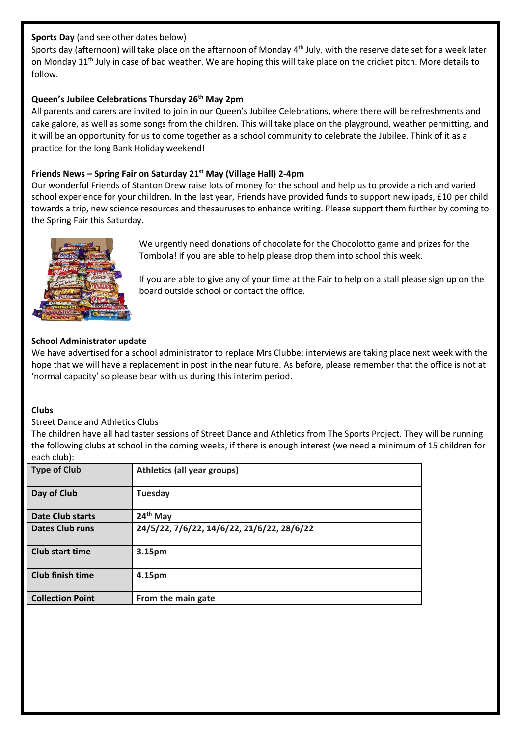**Sports Day** (and see other dates below)

Sports day (afternoon) will take place on the afternoon of Monday 4th July, with the reserve date set for a week later on Monday 11th July in case of bad weather. We are hoping this will take place on the cricket pitch. More details to follow.

**Queen's Jubilee Celebrations Thursday 26th May 2pm**

All parents and carers are invited to join in our Queen's Jubilee Celebrations, where there will be refreshments and cake galore, as well as some songs from the children. This will take place on the playground, weather permitting, and it will be an opportunity for us to come together as a school community to celebrate the Jubilee. Think of it as a practice for the long Bank Holiday weekend!

**Friends News – Spring Fair on Saturday 21st May (Village Hall) 2-4pm**

Our wonderful Friends of Stanton Drew raise lots of money for the school and help us to provide a rich and varied school experience for your children. In the last year, Friends have provided funds to support new ipads, £10 per child towards a trip, new science resources and thesauruses to enhance writing. Please support them further by coming to the Spring Fair this Saturday.

We urgently need donations of chocolate for the Chocolotto game and prizes for the Tombola! If you are able to help please drop them into school this week.

If you are able to give any of your time at the Fair to help on a stall please sign up on the board outside school or contact the office.

**School Administrator update**

We have advertised for a school administrator to replace Mrs Clubbe; interviews are taking place next week with the hope that we will have a replacement in post in the near future. As before, please remember that the office is not at 'normal capacity' so please bear with us during this interim period.

**Clubs**

Street Dance and Athletics Clubs

The children have all had taster sessions of Street Dance and Athletics from The Sports Project. They will be running the following clubs at school in the coming weeks, if there is enough interest (we need a minimum of 15 children for each club):

| **Type of Club** | **Athletics (all year groups)** |
|---|---|
| **Day of Club** | **Tuesday** |
| **Date Club starts** | **24th May** |
| **Dates Club runs** | **24/5/22, 7/6/22, 14/6/22, 21/6/22, 28/6/22** |
| **Club start time** | **3.15pm** |
| **Club finish time** | **4.15pm** |
| **Collection Point** | **From the main gate** |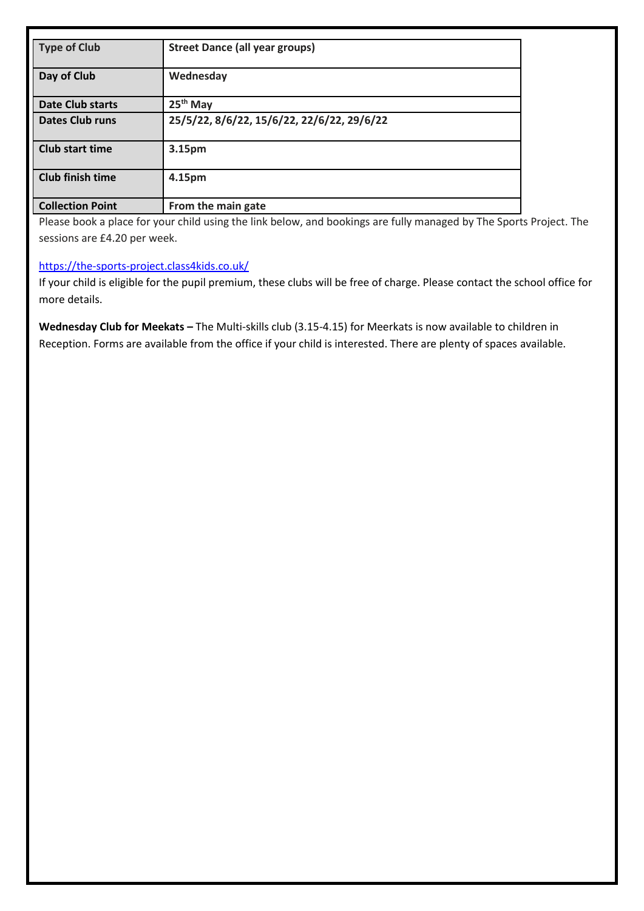| Type of Club | **Street Dance (all year groups)** |
|---|---|
| **Day of Club** | **Wednesday** |
| **Date Club starts** | **25th May** |
| **Dates Club runs** | **25/5/22, 8/6/22, 15/6/22, 22/6/22, 29/6/22** |
| **Club start time** | **3.15pm** |
| **Club finish time** | **4.15pm** |
| **Collection Point** | **From the main gate** |

Please book a place for your child using the link below, and bookings are fully managed by The Sports Project. The sessions are £4.20 per week.

https://the-sports-project.class4kids.co.uk/

If your child is eligible for the pupil premium, these clubs will be free of charge. Please contact the school office for more details.

**Wednesday Club for Meekats –** The Multi-skills club (3.15-4.15) for Meerkats is now available to children in Reception. Forms are available from the office if your child is interested. There are plenty of spaces available.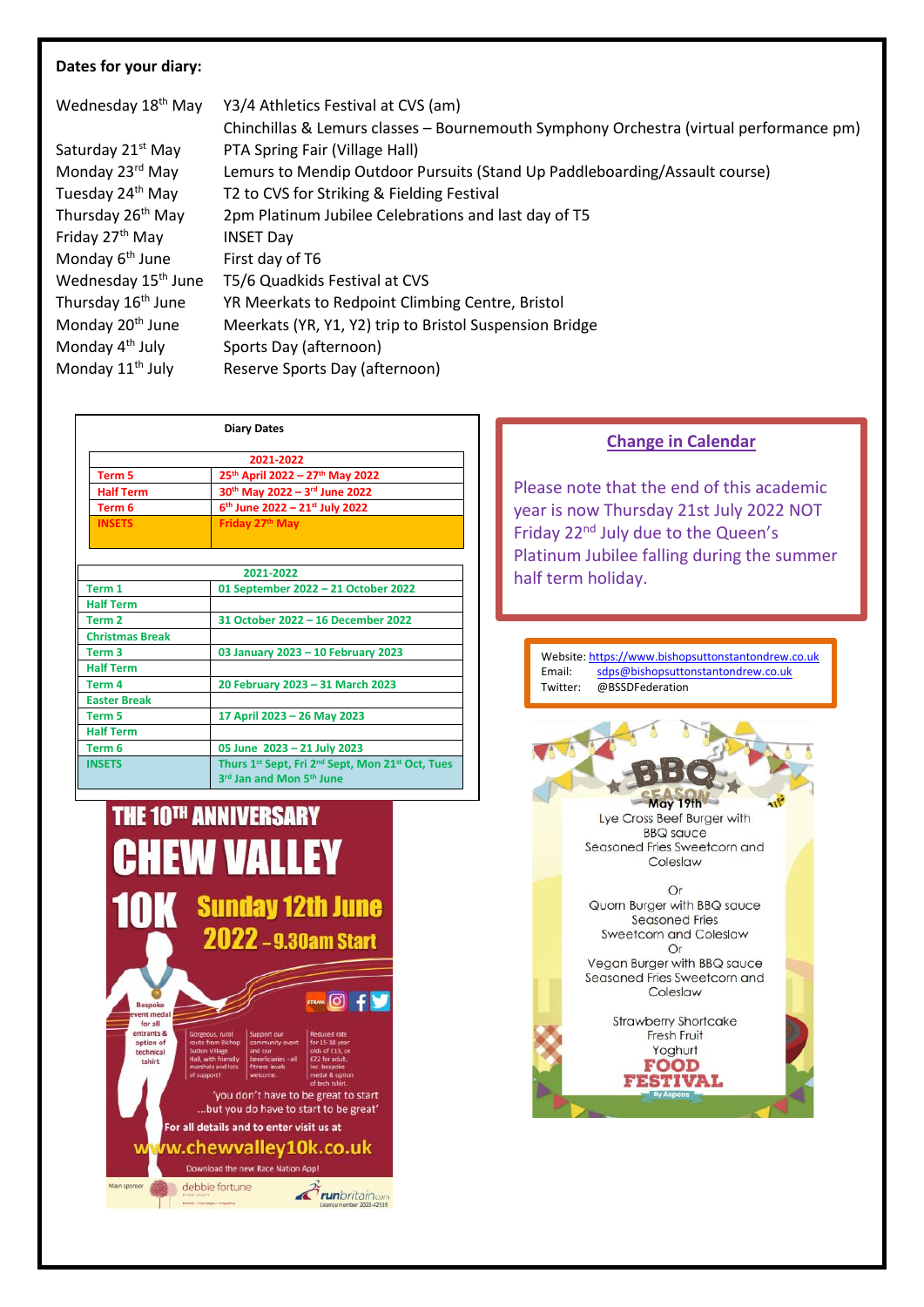**Dates for your diary:**

| | |
|---|---|
| Wednesday 18th May | Y3/4 Athletics Festival at CVS (am) |
| | Chinchillas & Lemurs classes – Bournemouth Symphony Orchestra (virtual performance pm) |
| Saturday 21st May | PTA Spring Fair (Village Hall) |
| Monday 23rd May | Lemurs to Mendip Outdoor Pursuits (Stand Up Paddleboarding/Assault course) |
| Tuesday 24th May | T2 to CVS for Striking & Fielding Festival |
| Thursday 26th May | 2pm Platinum Jubilee Celebrations and last day of T5 |
| Friday 27th May | INSET Day |
| Monday 6th June | First day of T6 |
| Wednesday 15th June | T5/6 Quadkids Festival at CVS |
| Thursday 16th June | YR Meerkats to Redpoint Climbing Centre, Bristol |
| Monday 20th June | Meerkats (YR, Y1, Y2) trip to Bristol Suspension Bridge |
| Monday 4th July | Sports Day (afternoon) |
| Monday 11th July | Reserve Sports Day (afternoon) |

**Diary Dates**

| 2021-2022 | |
|---|---|
| Term 5 | 25th April 2022 – 27th May 2022 |
| Half Term | 30th May 2022 – 3rd June 2022 |
| Term 6 | 6th June 2022 – 21st July 2022 |
| INSETS | Friday 27th May |

| 2021-2022 | |
|---|---|
| Term 1 | 01 September 2022 – 21 October 2022 |
| Half Term | |
| Term 2 | 31 October 2022 – 16 December 2022 |
| Christmas Break | |
| Term 3 | 03 January 2023 – 10 February 2023 |
| Half Term | |
| Term 4 | 20 February 2023 – 31 March 2023 |
| Easter Break | |
| Term 5 | 17 April 2023 – 26 May 2023 |
| Half Term | |
| Term 6 | 05 June 2023 – 21 July 2023 |
| INSETS | Thurs 1st Sept, Fri 2nd Sept, Mon 21st Oct, Tues 3rd Jan and Mon 5th June |

## Change in Calendar

Please note that the end of this academic year is now Thursday 21st July 2022 NOT Friday 22nd July due to the Queen's Platinum Jubilee falling during the summer half term holiday.

Website: https://www.bishopsuttonstantondrew.co.uk
Email: sdps@bishopsuttonstantondrew.co.uk
Twitter: @BSSDFederation

THE 10TH ANNIVERSARY
CHEW VALLEY
10K Sunday 12th June 2022 – 9.30am Start

Bespoke event medal for all entrants & option of technical tshirt

Gorgeous, rural route from Bishop Sutton Village Hall, with friendly marshals and lots of support!

Support our community event and our beneficiaries - all fitness levels welcome.

Reduced rate for 15-18 year olds of £15, or £22 for adult, inc. bespoke medal & option of tech tshirt.

'you don't have to be great to start ...but you do have to start to be great'

For all details and to enter visit us at
www.chewvalley10k.co.uk

Download the new Race Nation App!

Main sponsor debbie fortune
runbritain.com Licence number 2022-42519

BBQ SEASON
May 19th

Lye Cross Beef Burger with BBQ sauce
Seasoned Fries Sweetcorn and Coleslaw

Or

Quorn Burger with BBQ sauce
Seasoned Fries
Sweetcorn and Coleslaw

Or

Vegan Burger with BBQ sauce
Seasoned Fries Sweetcorn and Coleslaw

Strawberry Shortcake
Fresh Fruit
Yoghurt

FOOD FESTIVAL
By Aspens